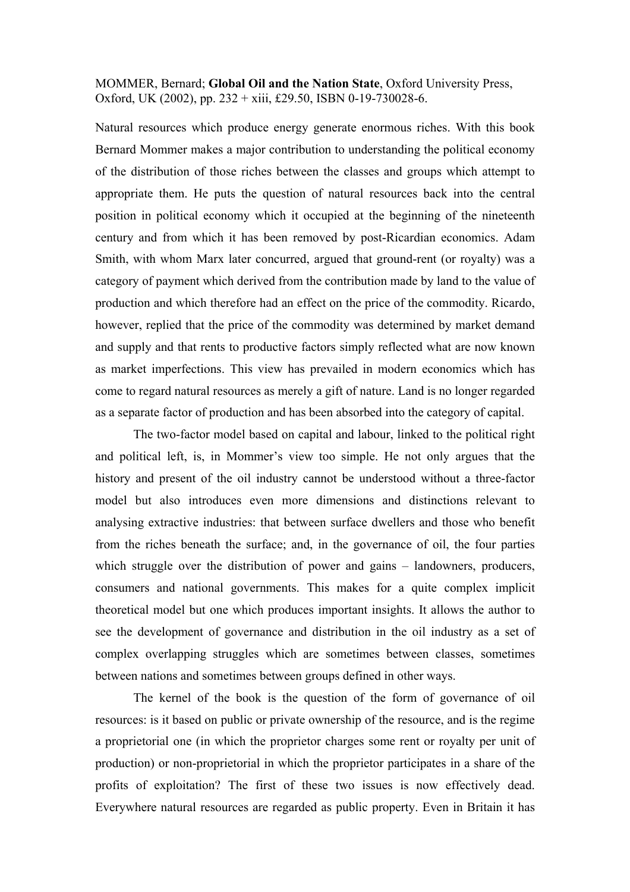MOMMER, Bernard; **Global Oil and the Nation State**, Oxford University Press, Oxford, UK (2002), pp. 232 + xiii, £29.50, ISBN 0-19-730028-6.

Natural resources which produce energy generate enormous riches. With this book Bernard Mommer makes a major contribution to understanding the political economy of the distribution of those riches between the classes and groups which attempt to appropriate them. He puts the question of natural resources back into the central position in political economy which it occupied at the beginning of the nineteenth century and from which it has been removed by post-Ricardian economics. Adam Smith, with whom Marx later concurred, argued that ground-rent (or royalty) was a category of payment which derived from the contribution made by land to the value of production and which therefore had an effect on the price of the commodity. Ricardo, however, replied that the price of the commodity was determined by market demand and supply and that rents to productive factors simply reflected what are now known as market imperfections. This view has prevailed in modern economics which has come to regard natural resources as merely a gift of nature. Land is no longer regarded as a separate factor of production and has been absorbed into the category of capital.

The two-factor model based on capital and labour, linked to the political right and political left, is, in Mommer's view too simple. He not only argues that the history and present of the oil industry cannot be understood without a three-factor model but also introduces even more dimensions and distinctions relevant to analysing extractive industries: that between surface dwellers and those who benefit from the riches beneath the surface; and, in the governance of oil, the four parties which struggle over the distribution of power and gains – landowners, producers, consumers and national governments. This makes for a quite complex implicit theoretical model but one which produces important insights. It allows the author to see the development of governance and distribution in the oil industry as a set of complex overlapping struggles which are sometimes between classes, sometimes between nations and sometimes between groups defined in other ways.

The kernel of the book is the question of the form of governance of oil resources: is it based on public or private ownership of the resource, and is the regime a proprietorial one (in which the proprietor charges some rent or royalty per unit of production) or non-proprietorial in which the proprietor participates in a share of the profits of exploitation? The first of these two issues is now effectively dead. Everywhere natural resources are regarded as public property. Even in Britain it has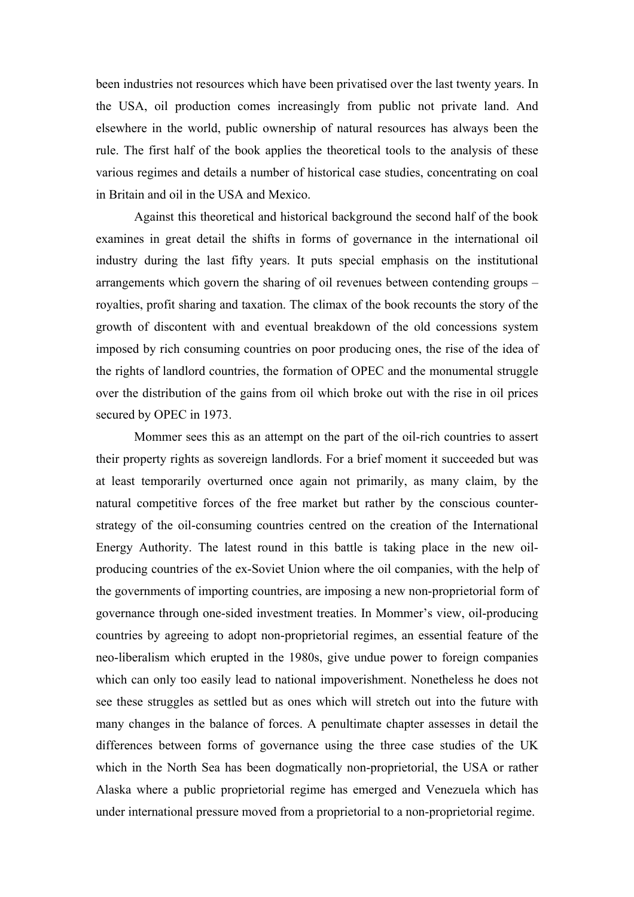been industries not resources which have been privatised over the last twenty years. In the USA, oil production comes increasingly from public not private land. And elsewhere in the world, public ownership of natural resources has always been the rule. The first half of the book applies the theoretical tools to the analysis of these various regimes and details a number of historical case studies, concentrating on coal in Britain and oil in the USA and Mexico.

Against this theoretical and historical background the second half of the book examines in great detail the shifts in forms of governance in the international oil industry during the last fifty years. It puts special emphasis on the institutional arrangements which govern the sharing of oil revenues between contending groups – royalties, profit sharing and taxation. The climax of the book recounts the story of the growth of discontent with and eventual breakdown of the old concessions system imposed by rich consuming countries on poor producing ones, the rise of the idea of the rights of landlord countries, the formation of OPEC and the monumental struggle over the distribution of the gains from oil which broke out with the rise in oil prices secured by OPEC in 1973.

Mommer sees this as an attempt on the part of the oil-rich countries to assert their property rights as sovereign landlords. For a brief moment it succeeded but was at least temporarily overturned once again not primarily, as many claim, by the natural competitive forces of the free market but rather by the conscious counter-strategy of the oil-consuming countries centred on the creation of the International Energy Authority. The latest round in this battle is taking place in the new oil-producing countries of the ex-Soviet Union where the oil companies, with the help of the governments of importing countries, are imposing a new non-proprietorial form of governance through one-sided investment treaties. In Mommer's view, oil-producing countries by agreeing to adopt non-proprietorial regimes, an essential feature of the neo-liberalism which erupted in the 1980s, give undue power to foreign companies which can only too easily lead to national impoverishment. Nonetheless he does not see these struggles as settled but as ones which will stretch out into the future with many changes in the balance of forces. A penultimate chapter assesses in detail the differences between forms of governance using the three case studies of the UK which in the North Sea has been dogmatically non-proprietorial, the USA or rather Alaska where a public proprietorial regime has emerged and Venezuela which has under international pressure moved from a proprietorial to a non-proprietorial regime.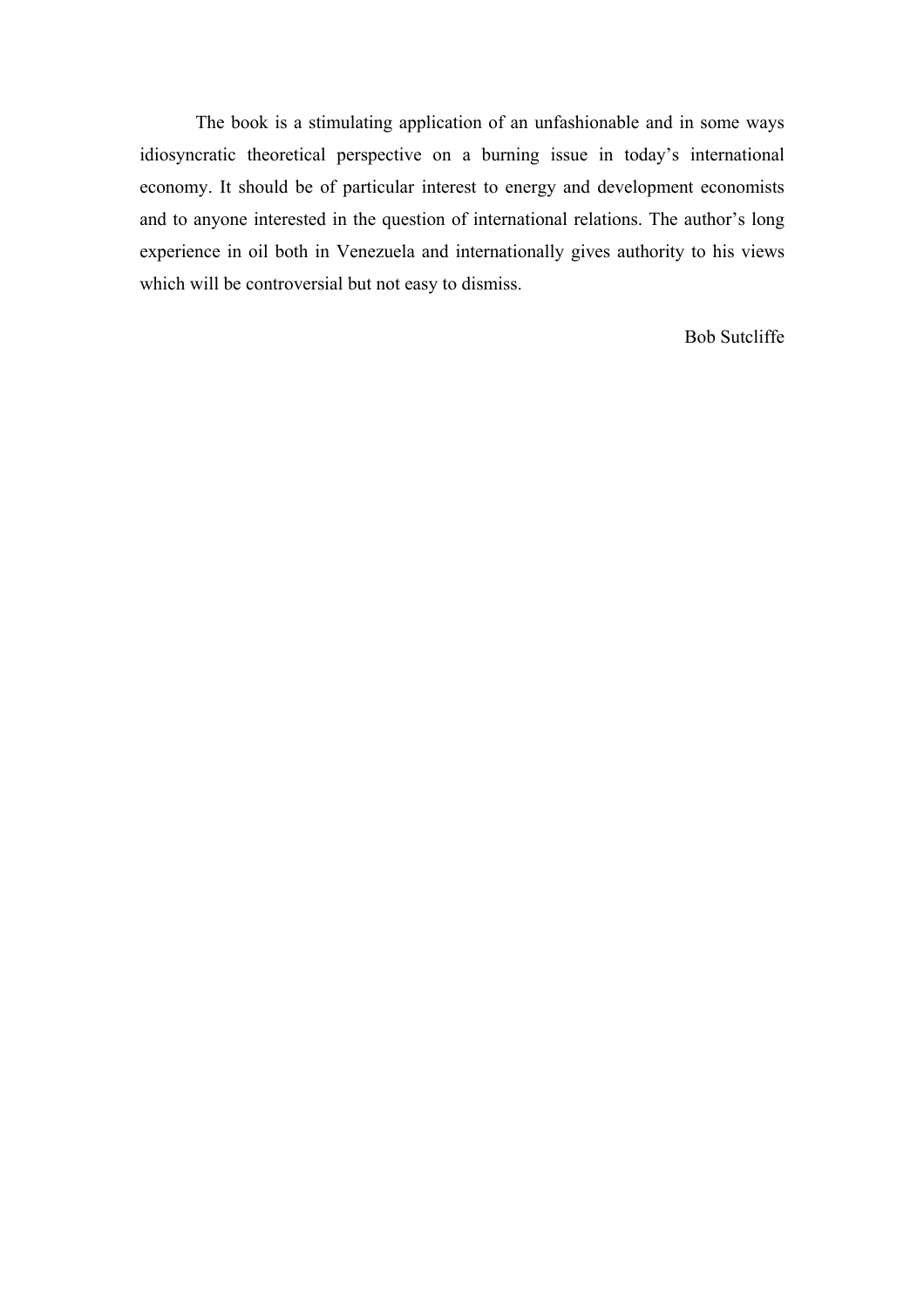The book is a stimulating application of an unfashionable and in some ways idiosyncratic theoretical perspective on a burning issue in today's international economy. It should be of particular interest to energy and development economists and to anyone interested in the question of international relations. The author's long experience in oil both in Venezuela and internationally gives authority to his views which will be controversial but not easy to dismiss.

Bob Sutcliffe